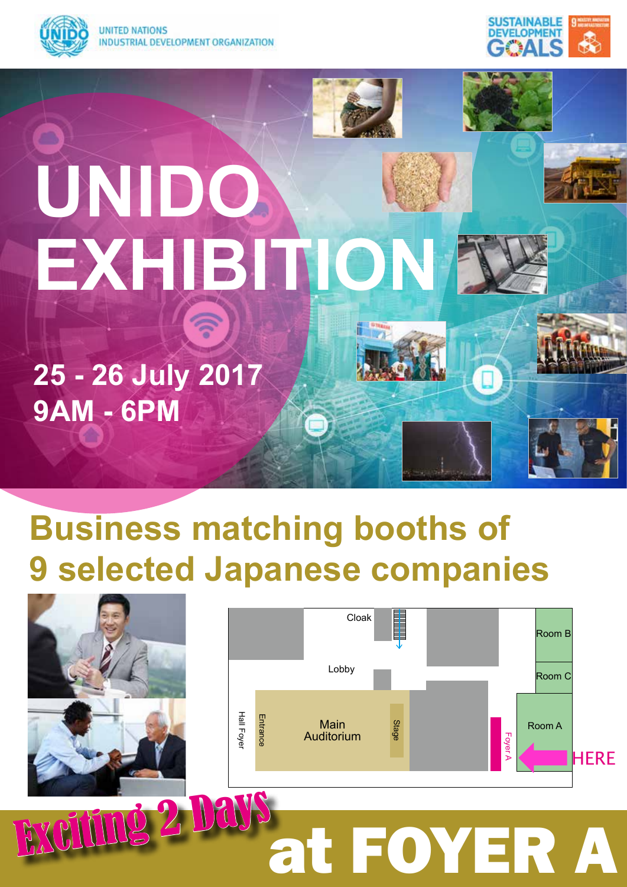UNITED NATIONS
INDUSTRIAL DEVELOPMENT ORGANIZATION

SUSTAINABLE DEVELOPMENT GOALS

# UNIDO EXHIBITION

**25 - 26 July 2017**
**9AM - 6PM**

## Business matching booths of 9 selected Japanese companies

Cloak

Lobby

Room B

Room C

Room A

Hall Foyer

Entrance

Main Auditorium

Stage

Foyer A

HERE

**Exciting 2 Days at FOYER A**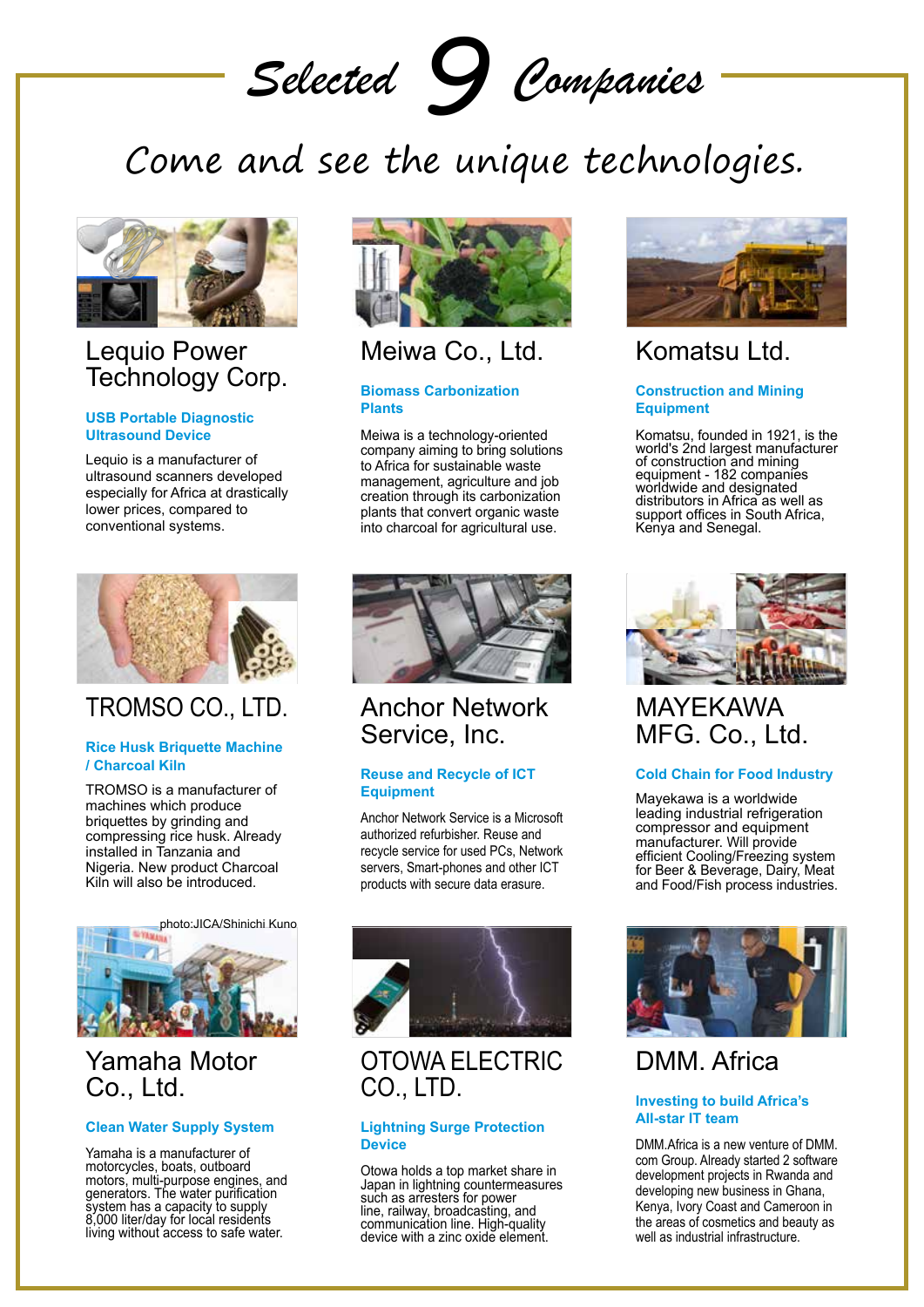# Selected 9 Companies

## Come and see the unique technologies.

### Lequio Power Technology Corp.

**USB Portable Diagnostic Ultrasound Device**

Lequio is a manufacturer of ultrasound scanners developed especially for Africa at drastically lower prices, compared to conventional systems.

### Meiwa Co., Ltd.

**Biomass Carbonization Plants**

Meiwa is a technology-oriented company aiming to bring solutions to Africa for sustainable waste management, agriculture and job creation through its carbonization plants that convert organic waste into charcoal for agricultural use.

### Komatsu Ltd.

**Construction and Mining Equipment**

Komatsu, founded in 1921, is the world's 2nd largest manufacturer of construction and mining equipment - 182 companies worldwide and designated distributors in Africa as well as support offices in South Africa, Kenya and Senegal.

### TROMSO CO., LTD.

**Rice Husk Briquette Machine / Charcoal Kiln**

TROMSO is a manufacturer of machines which produce briquettes by grinding and compressing rice husk. Already installed in Tanzania and Nigeria. New product Charcoal Kiln will also be introduced.

### Anchor Network Service, Inc.

**Reuse and Recycle of ICT Equipment**

Anchor Network Service is a Microsoft authorized refurbisher. Reuse and recycle service for used PCs, Network servers, Smart-phones and other ICT products with secure data erasure.

### MAYEKAWA MFG. Co., Ltd.

**Cold Chain for Food Industry**

Mayekawa is a worldwide leading industrial refrigeration compressor and equipment manufacturer. Will provide efficient Cooling/Freezing system for Beer & Beverage, Dairy, Meat and Food/Fish process industries.

photo:JICA/Shinichi Kuno

### Yamaha Motor Co., Ltd.

**Clean Water Supply System**

Yamaha is a manufacturer of motorcycles, boats, outboard motors, multi-purpose engines, and generators. The water purification system has a capacity to supply 8,000 liter/day for local residents living without access to safe water.

### OTOWA ELECTRIC CO., LTD.

**Lightning Surge Protection Device**

Otowa holds a top market share in Japan in lightning countermeasures such as arresters for power line, railway, broadcasting, and communication line. High-quality device with a zinc oxide element.

### DMM. Africa

**Investing to build Africa's All-star IT team**

DMM.Africa is a new venture of DMM.com Group. Already started 2 software development projects in Rwanda and developing new business in Ghana, Kenya, Ivory Coast and Cameroon in the areas of cosmetics and beauty as well as industrial infrastructure.